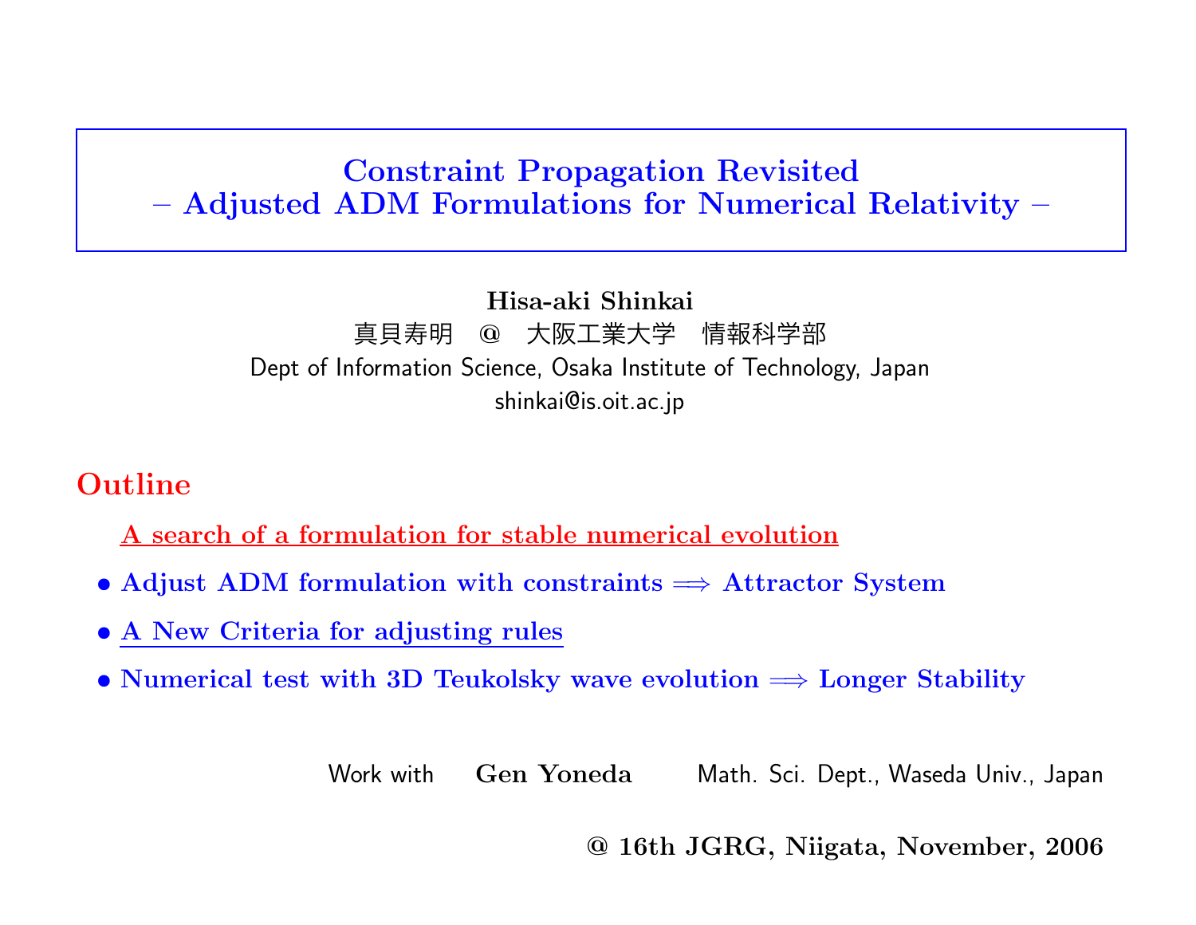# Constraint Propagation Revisited
## – Adjusted ADM Formulations for Numerical Relativity –

**Hisa-aki Shinkai**

真貝寿明　@　大阪工業大学　情報科学部

Dept of Information Science, Osaka Institute of Technology, Japan

shinkai@is.oit.ac.jp

## Outline

A search of a formulation for stable numerical evolution

- **Adjust ADM formulation with constraints $\Longrightarrow$ Attractor System**
- **A New Criteria for adjusting rules**
- **Numerical test with 3D Teukolsky wave evolution $\Longrightarrow$ Longer Stability**

Work with **Gen Yoneda** Math. Sci. Dept., Waseda Univ., Japan

**@ 16th JGRG, Niigata, November, 2006**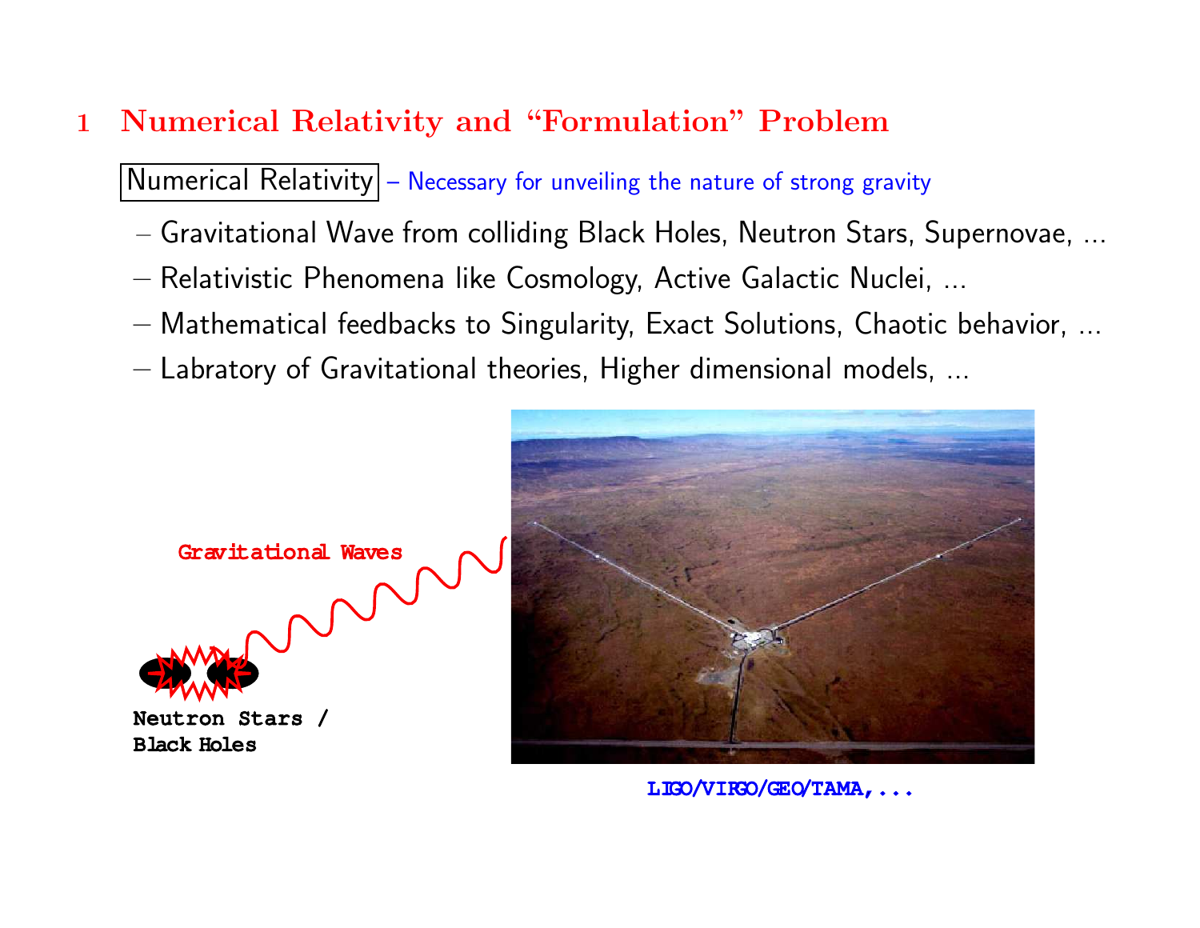# 1 Numerical Relativity and "Formulation" Problem

Numerical Relativity – Necessary for unveiling the nature of strong gravity

- Gravitational Wave from colliding Black Holes, Neutron Stars, Supernovae, ...
- Relativistic Phenomena like Cosmology, Active Galactic Nuclei, ...
- Mathematical feedbacks to Singularity, Exact Solutions, Chaotic behavior, ...
- Labratory of Gravitational theories, Higher dimensional models, ...

Gravitational Waves

Neutron Stars / Black Holes

LIGO/VIRGO/GEO/TAMA,...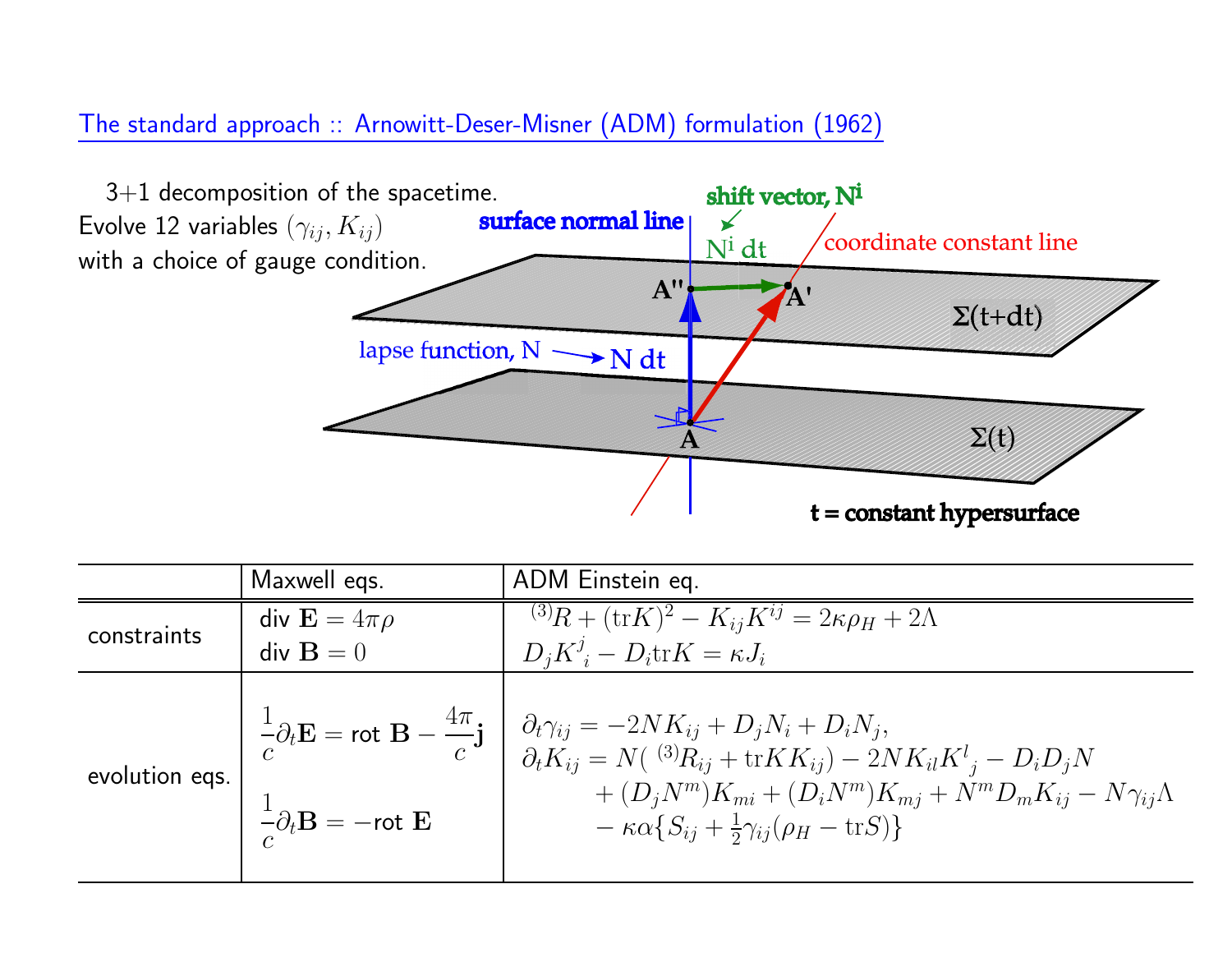## The standard approach :: Arnowitt-Deser-Misner (ADM) formulation (1962)

3+1 decomposition of the spacetime.
Evolve 12 variables $(\gamma_{ij}, K_{ij})$
with a choice of gauge condition.

shift vector, $N^i$

surface normal line

$N^i\,dt$

coordinate constant line

A''

A'

$\Sigma(t+dt)$

lapse function, N

N dt

A

$\Sigma(t)$

t = constant hypersurface

| | Maxwell eqs. | ADM Einstein eq. |
|---|---|---|
| constraints | div $\mathbf{E} = 4\pi\rho$<br>div $\mathbf{B} = 0$ | ${}^{(3)}R + (\mathrm{tr}K)^2 - K_{ij}K^{ij} = 2\kappa\rho_H + 2\Lambda$<br>$D_j K^j{}_i - D_i \mathrm{tr}K = \kappa J_i$ |
| evolution eqs. | $\frac{1}{c}\partial_t \mathbf{E} =$ rot $\mathbf{B} - \frac{4\pi}{c}\mathbf{j}$<br>$\frac{1}{c}\partial_t \mathbf{B} = -$rot $\mathbf{E}$ | $\partial_t \gamma_{ij} = -2NK_{ij} + D_j N_i + D_i N_j,$<br>$\partial_t K_{ij} = N({}^{(3)}R_{ij} + \mathrm{tr}K K_{ij}) - 2NK_{il}K^l{}_j - D_i D_j N$<br>$+ (D_j N^m)K_{mi} + (D_i N^m)K_{mj} + N^m D_m K_{ij} - N\gamma_{ij}\Lambda$<br>$- \kappa\alpha\{S_{ij} + \frac{1}{2}\gamma_{ij}(\rho_H - \mathrm{tr}S)\}$ |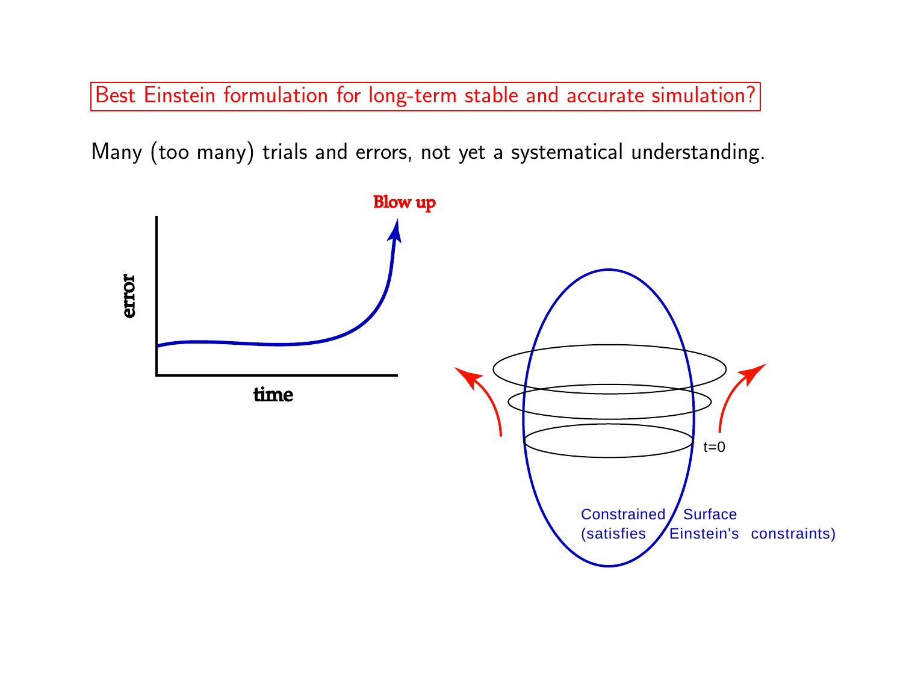Best Einstein formulation for long-term stable and accurate simulation?

Many (too many) trials and errors, not yet a systematical understanding.

Blow up

error

time

t=0

Constrained Surface (satisfies Einstein's constraints)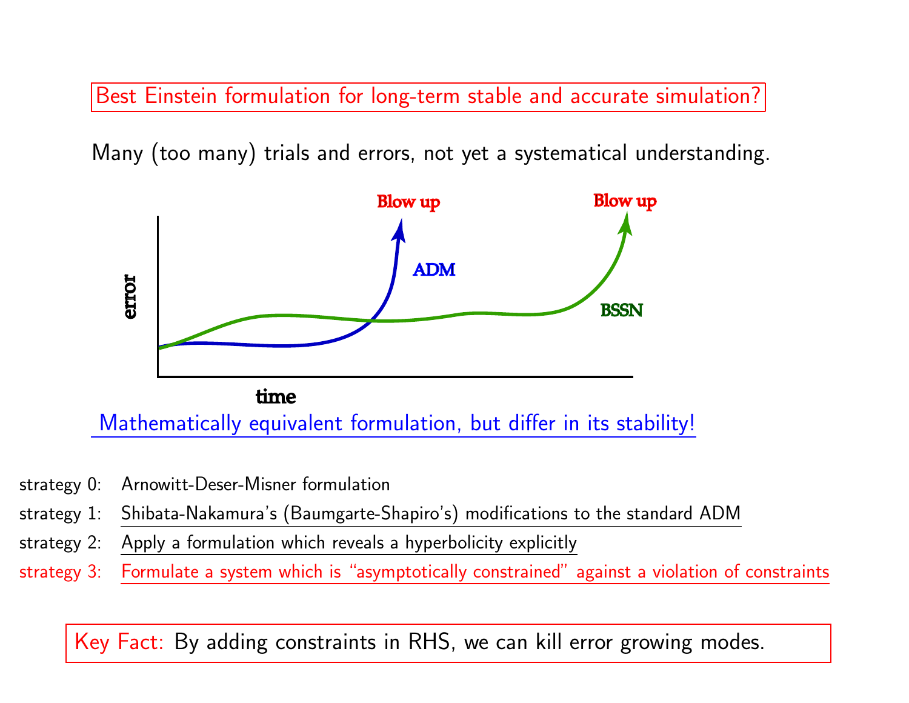**Best Einstein formulation for long-term stable and accurate simulation?**

Many (too many) trials and errors, not yet a systematical understanding.

Mathematically equivalent formulation, but differ in its stability!

- strategy 0: Arnowitt-Deser-Misner formulation
- strategy 1: Shibata-Nakamura's (Baumgarte-Shapiro's) modifications to the standard ADM
- strategy 2: Apply a formulation which reveals a hyperbolicity explicitly
- strategy 3: Formulate a system which is "asymptotically constrained" against a violation of constraints

**Key Fact:** By adding constraints in RHS, we can kill error growing modes.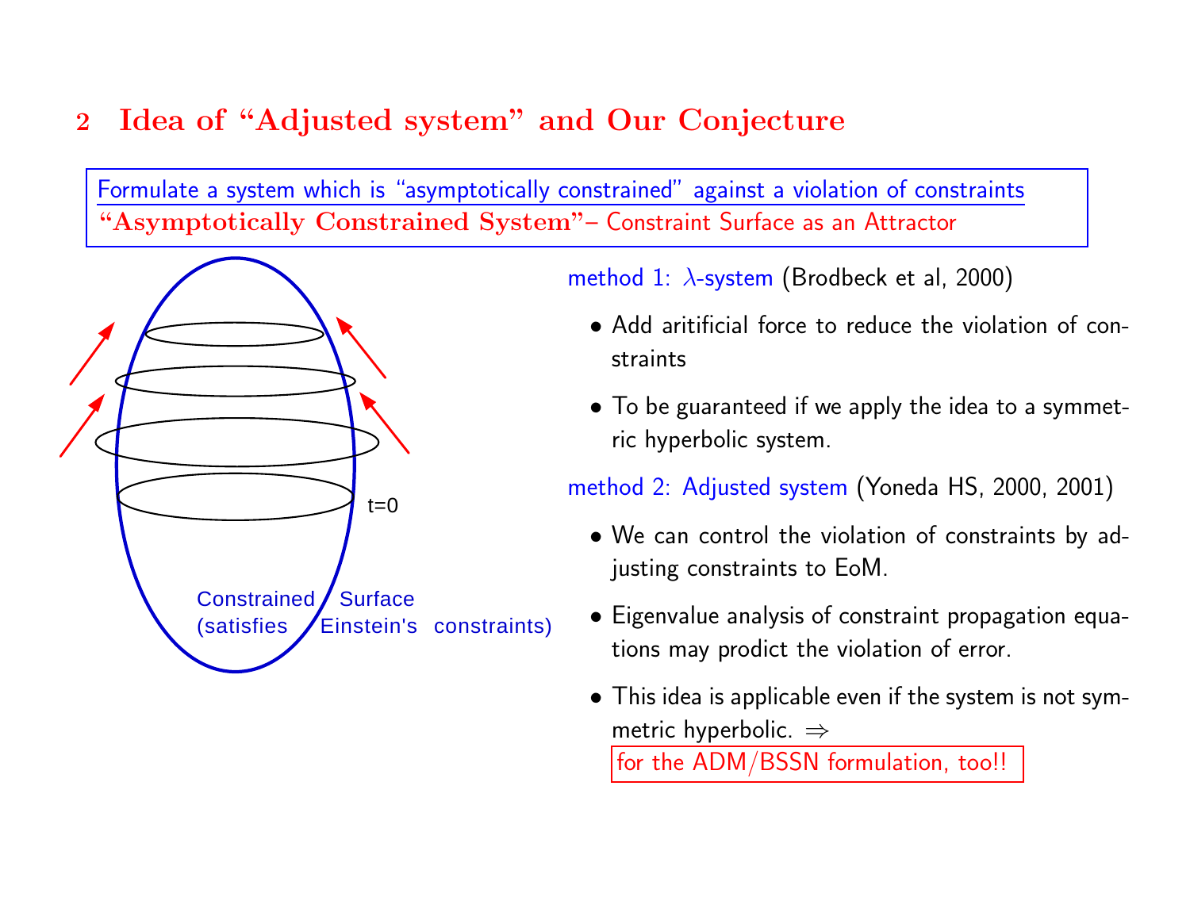## 2 Idea of "Adjusted system" and Our Conjecture

Formulate a system which is "asymptotically constrained" against a violation of constraints
**"Asymptotically Constrained System"**– Constraint Surface as an Attractor

t=0

Constrained Surface (satisfies Einstein's constraints)

method 1: $\lambda$-system (Brodbeck et al, 2000)

- Add aritificial force to reduce the violation of constraints
- To be guaranteed if we apply the idea to a symmetric hyperbolic system.

method 2: Adjusted system (Yoneda HS, 2000, 2001)

- We can control the violation of constraints by adjusting constraints to EoM.
- Eigenvalue analysis of constraint propagation equations may prodict the violation of error.
- This idea is applicable even if the system is not symmetric hyperbolic. $\Rightarrow$ for the ADM/BSSN formulation, too!!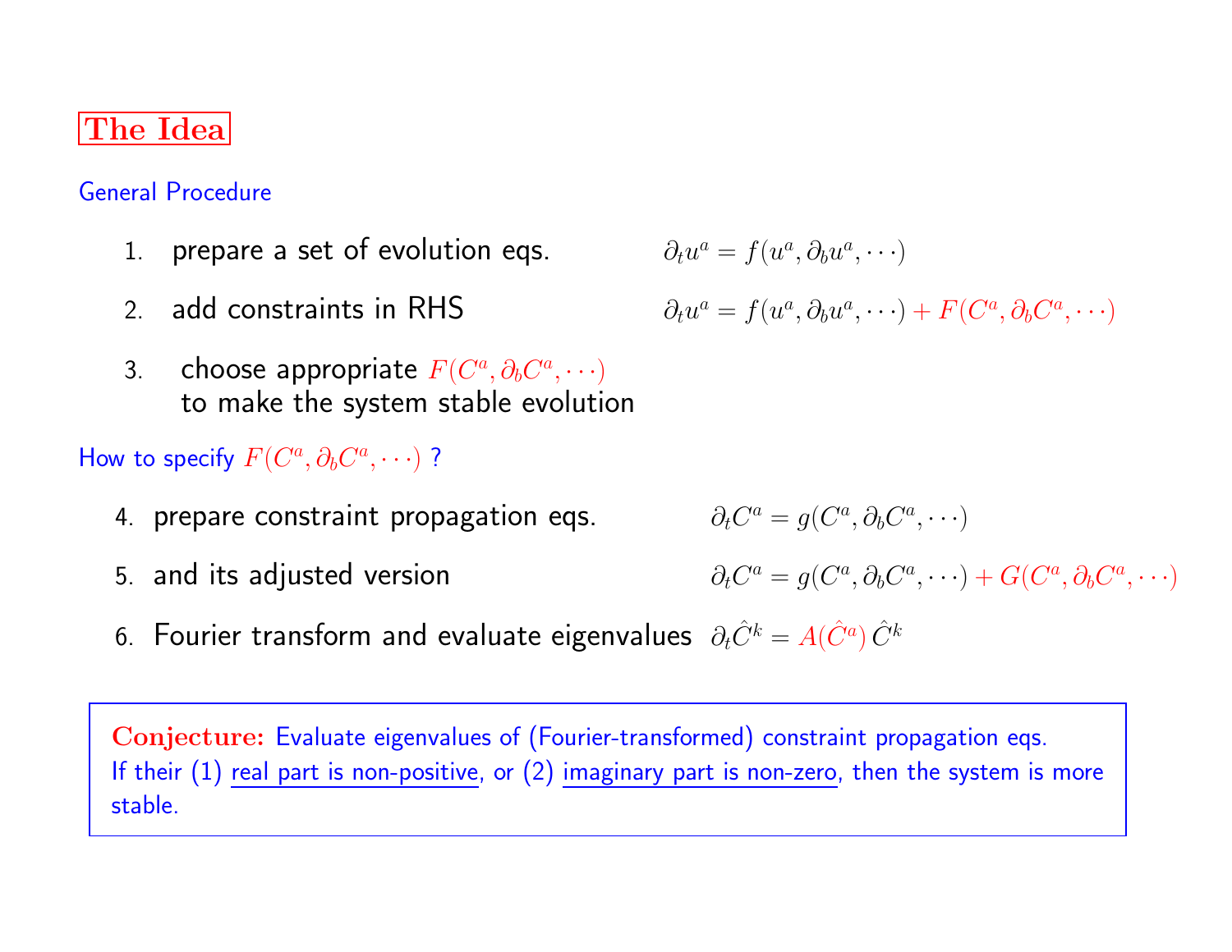# The Idea

General Procedure

1. prepare a set of evolution eqs. $\partial_t u^a = f(u^a, \partial_b u^a, \cdots)$
2. add constraints in RHS $\partial_t u^a = f(u^a, \partial_b u^a, \cdots) + F(C^a, \partial_b C^a, \cdots)$
3. choose appropriate $F(C^a, \partial_b C^a, \cdots)$ to make the system stable evolution

How to specify $F(C^a, \partial_b C^a, \cdots)$ ?

4. prepare constraint propagation eqs. $\partial_t C^a = g(C^a, \partial_b C^a, \cdots)$
5. and its adjusted version $\partial_t C^a = g(C^a, \partial_b C^a, \cdots) + G(C^a, \partial_b C^a, \cdots)$
6. Fourier transform and evaluate eigenvalues $\partial_t \hat{C}^k = A(\hat{C}^a)\, \hat{C}^k$

**Conjecture:** Evaluate eigenvalues of (Fourier-transformed) constraint propagation eqs. If their (1) real part is non-positive, or (2) imaginary part is non-zero, then the system is more stable.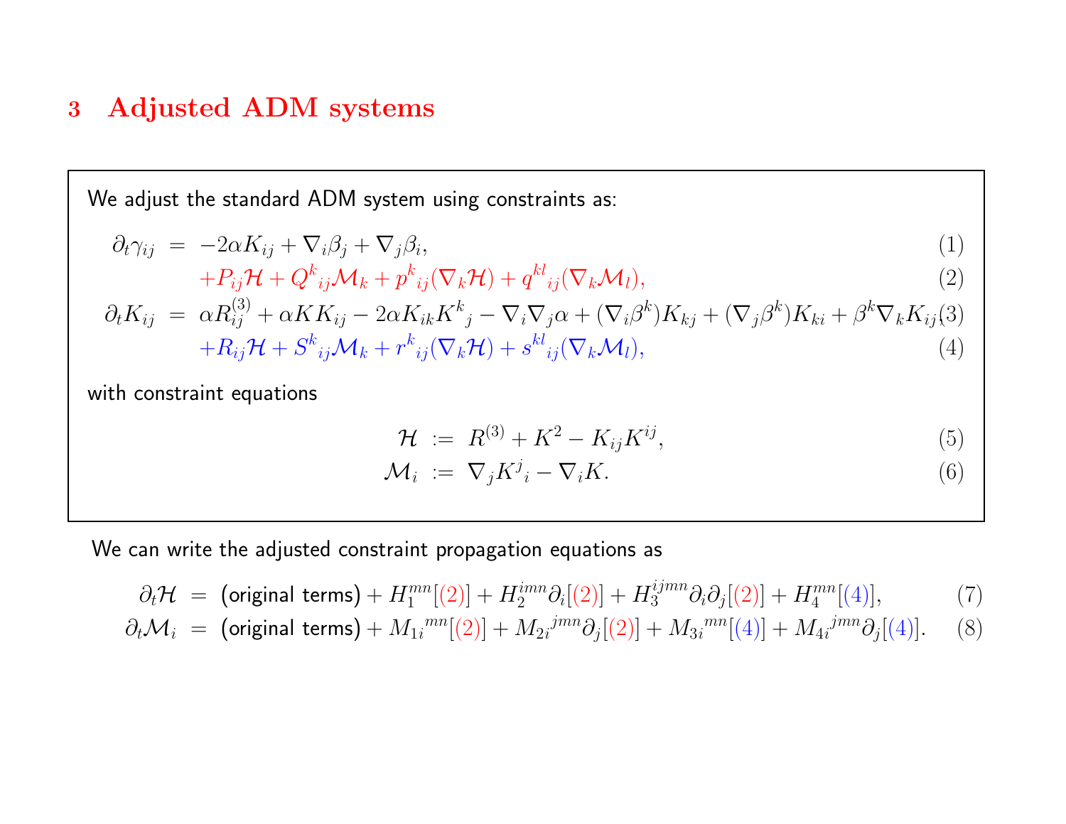## 3 Adjusted ADM systems

We adjust the standard ADM system using constraints as:

$$
\begin{aligned}
\partial_t \gamma_{ij} &= -2\alpha K_{ij} + \nabla_i \beta_j + \nabla_j \beta_i, && (1)\\
&\quad + P_{ij}\mathcal{H} + Q^k{}_{ij}\mathcal{M}_k + p^k{}_{ij}(\nabla_k \mathcal{H}) + q^{kl}{}_{ij}(\nabla_k \mathcal{M}_l), && (2)\\
\partial_t K_{ij} &= \alpha R^{(3)}_{ij} + \alpha K K_{ij} - 2\alpha K_{ik} K^k{}_j - \nabla_i \nabla_j \alpha + (\nabla_i \beta^k) K_{kj} + (\nabla_j \beta^k) K_{ki} + \beta^k \nabla_k K_{ij}, && (3)\\
&\quad + R_{ij}\mathcal{H} + S^k{}_{ij}\mathcal{M}_k + r^k{}_{ij}(\nabla_k \mathcal{H}) + s^{kl}{}_{ij}(\nabla_k \mathcal{M}_l), && (4)
\end{aligned}
$$

with constraint equations

$$
\begin{aligned}
\mathcal{H} &:= R^{(3)} + K^2 - K_{ij}K^{ij}, && (5)\\
\mathcal{M}_i &:= \nabla_j K^j{}_i - \nabla_i K. && (6)
\end{aligned}
$$

We can write the adjusted constraint propagation equations as

$$
\begin{aligned}
\partial_t \mathcal{H} &= \text{(original terms)} + H_1^{mn}[(2)] + H_2^{imn}\partial_i[(2)] + H_3^{ijmn}\partial_i\partial_j[(2)] + H_4^{mn}[(4)], && (7)\\
\partial_t \mathcal{M}_i &= \text{(original terms)} + M_{1i}{}^{mn}[(2)] + M_{2i}{}^{jmn}\partial_j[(2)] + M_{3i}{}^{mn}[(4)] + M_{4i}{}^{jmn}\partial_j[(4)]. && (8)
\end{aligned}
$$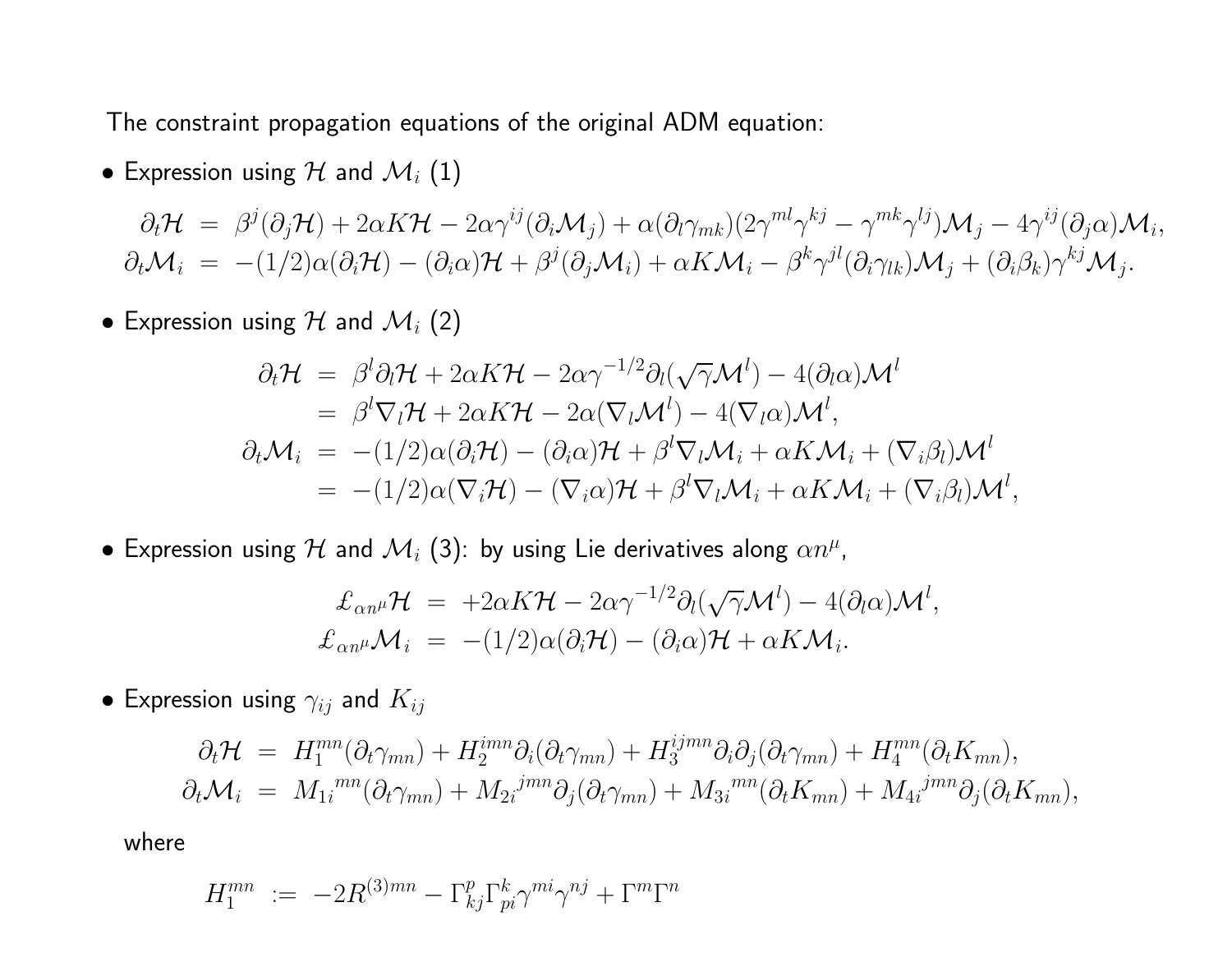The constraint propagation equations of the original ADM equation:

- Expression using $\mathcal{H}$ and $\mathcal{M}_i$ (1)

$$
\begin{aligned}
\partial_t \mathcal{H} &= \beta^j(\partial_j \mathcal{H}) + 2\alpha K \mathcal{H} - 2\alpha \gamma^{ij}(\partial_i \mathcal{M}_j) + \alpha(\partial_l \gamma_{mk})(2\gamma^{ml}\gamma^{kj} - \gamma^{mk}\gamma^{lj})\mathcal{M}_j - 4\gamma^{ij}(\partial_j \alpha)\mathcal{M}_i, \\
\partial_t \mathcal{M}_i &= -(1/2)\alpha(\partial_i \mathcal{H}) - (\partial_i \alpha)\mathcal{H} + \beta^j(\partial_j \mathcal{M}_i) + \alpha K \mathcal{M}_i - \beta^k \gamma^{jl}(\partial_i \gamma_{lk})\mathcal{M}_j + (\partial_i \beta_k)\gamma^{kj}\mathcal{M}_j.
\end{aligned}
$$

- Expression using $\mathcal{H}$ and $\mathcal{M}_i$ (2)

$$
\begin{aligned}
\partial_t \mathcal{H} &= \beta^l \partial_l \mathcal{H} + 2\alpha K \mathcal{H} - 2\alpha \gamma^{-1/2}\partial_l(\sqrt{\gamma}\mathcal{M}^l) - 4(\partial_l \alpha)\mathcal{M}^l \\
&= \beta^l \nabla_l \mathcal{H} + 2\alpha K \mathcal{H} - 2\alpha(\nabla_l \mathcal{M}^l) - 4(\nabla_l \alpha)\mathcal{M}^l, \\
\partial_t \mathcal{M}_i &= -(1/2)\alpha(\partial_i \mathcal{H}) - (\partial_i \alpha)\mathcal{H} + \beta^l \nabla_l \mathcal{M}_i + \alpha K \mathcal{M}_i + (\nabla_i \beta_l)\mathcal{M}^l \\
&= -(1/2)\alpha(\nabla_i \mathcal{H}) - (\nabla_i \alpha)\mathcal{H} + \beta^l \nabla_l \mathcal{M}_i + \alpha K \mathcal{M}_i + (\nabla_i \beta_l)\mathcal{M}^l,
\end{aligned}
$$

- Expression using $\mathcal{H}$ and $\mathcal{M}_i$ (3): by using Lie derivatives along $\alpha n^\mu$,

$$
\begin{aligned}
\pounds_{\alpha n^\mu} \mathcal{H} &= +2\alpha K \mathcal{H} - 2\alpha \gamma^{-1/2}\partial_l(\sqrt{\gamma}\mathcal{M}^l) - 4(\partial_l \alpha)\mathcal{M}^l, \\
\pounds_{\alpha n^\mu} \mathcal{M}_i &= -(1/2)\alpha(\partial_i \mathcal{H}) - (\partial_i \alpha)\mathcal{H} + \alpha K \mathcal{M}_i.
\end{aligned}
$$

- Expression using $\gamma_{ij}$ and $K_{ij}$

$$
\begin{aligned}
\partial_t \mathcal{H} &= H_1^{mn}(\partial_t \gamma_{mn}) + H_2^{imn}\partial_i(\partial_t \gamma_{mn}) + H_3^{ijmn}\partial_i \partial_j(\partial_t \gamma_{mn}) + H_4^{mn}(\partial_t K_{mn}), \\
\partial_t \mathcal{M}_i &= M_{1i}{}^{mn}(\partial_t \gamma_{mn}) + M_{2i}{}^{jmn}\partial_j(\partial_t \gamma_{mn}) + M_{3i}{}^{mn}(\partial_t K_{mn}) + M_{4i}{}^{jmn}\partial_j(\partial_t K_{mn}),
\end{aligned}
$$

where

$$
H_1^{mn} := -2R^{(3)mn} - \Gamma^p_{kj}\Gamma^k_{pi}\gamma^{mi}\gamma^{nj} + \Gamma^m \Gamma^n
$$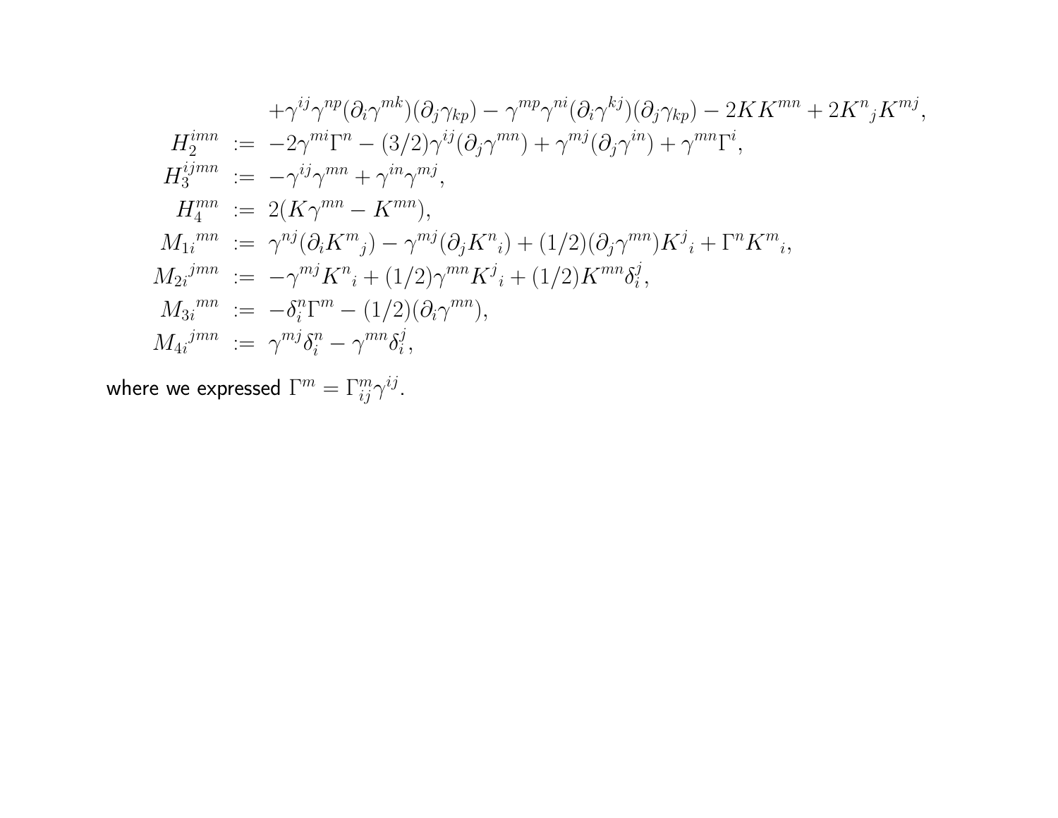$$
\begin{aligned}
&\quad + \gamma^{ij}\gamma^{np}(\partial_i \gamma^{mk})(\partial_j \gamma_{kp}) - \gamma^{mp}\gamma^{ni}(\partial_i \gamma^{kj})(\partial_j \gamma_{kp}) - 2KK^{mn} + 2K^{n}{}_{j}K^{mj}, \\
H_2^{imn} &:= -2\gamma^{mi}\Gamma^n - (3/2)\gamma^{ij}(\partial_j \gamma^{mn}) + \gamma^{mj}(\partial_j \gamma^{in}) + \gamma^{mn}\Gamma^i, \\
H_3^{ijmn} &:= -\gamma^{ij}\gamma^{mn} + \gamma^{in}\gamma^{mj}, \\
H_4^{mn} &:= 2(K\gamma^{mn} - K^{mn}), \\
M_{1i}{}^{mn} &:= \gamma^{nj}(\partial_i K^{m}{}_{j}) - \gamma^{mj}(\partial_j K^{n}{}_{i}) + (1/2)(\partial_j \gamma^{mn})K^{j}{}_{i} + \Gamma^n K^{m}{}_{i}, \\
M_{2i}{}^{jmn} &:= -\gamma^{mj}K^{n}{}_{i} + (1/2)\gamma^{mn}K^{j}{}_{i} + (1/2)K^{mn}\delta^j_i, \\
M_{3i}{}^{mn} &:= -\delta^n_i \Gamma^m - (1/2)(\partial_i \gamma^{mn}), \\
M_{4i}{}^{jmn} &:= \gamma^{mj}\delta^n_i - \gamma^{mn}\delta^j_i,
\end{aligned}
$$

where we expressed $\Gamma^m = \Gamma^m_{ij}\gamma^{ij}$.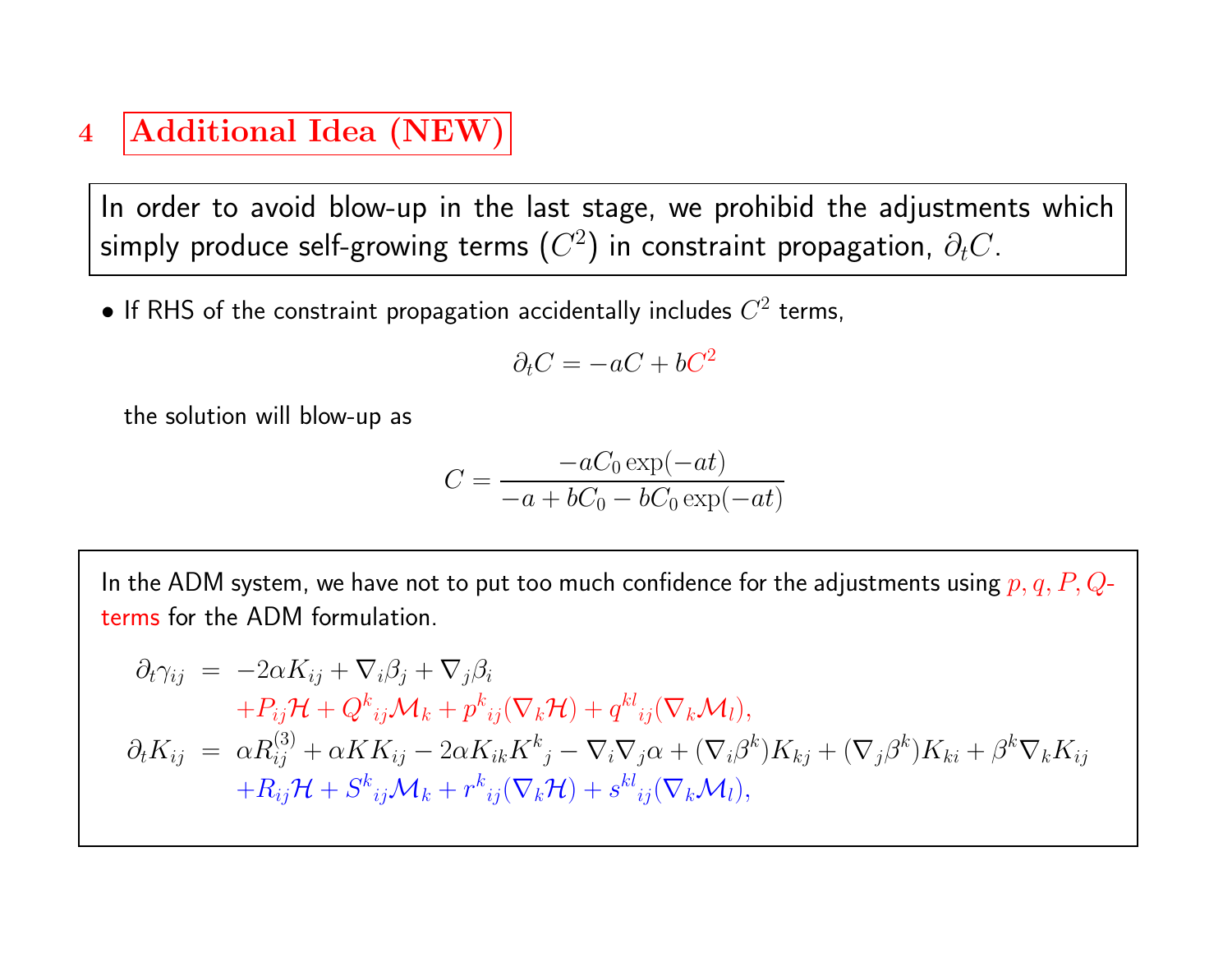# 4 Additional Idea (NEW)

In order to avoid blow-up in the last stage, we prohibid the adjustments which simply produce self-growing terms ($C^2$) in constraint propagation, $\partial_t C$.

- If RHS of the constraint propagation accidentally includes $C^2$ terms,

$$\partial_t C = -aC + bC^2$$

the solution will blow-up as

$$C = \frac{-aC_0 \exp(-at)}{-a + bC_0 - bC_0 \exp(-at)}$$

In the ADM system, we have not to put too much confidence for the adjustments using $p, q, P, Q$-terms for the ADM formulation.

$$\begin{aligned}
\partial_t \gamma_{ij} &= -2\alpha K_{ij} + \nabla_i \beta_j + \nabla_j \beta_i \\
&\quad + P_{ij}\mathcal{H} + Q^k{}_{ij}\mathcal{M}_k + p^k{}_{ij}(\nabla_k \mathcal{H}) + q^{kl}{}_{ij}(\nabla_k \mathcal{M}_l), \\
\partial_t K_{ij} &= \alpha R^{(3)}_{ij} + \alpha K K_{ij} - 2\alpha K_{ik} K^k{}_j - \nabla_i \nabla_j \alpha + (\nabla_i \beta^k) K_{kj} + (\nabla_j \beta^k) K_{ki} + \beta^k \nabla_k K_{ij} \\
&\quad + R_{ij}\mathcal{H} + S^k{}_{ij}\mathcal{M}_k + r^k{}_{ij}(\nabla_k \mathcal{H}) + s^{kl}{}_{ij}(\nabla_k \mathcal{M}_l),
\end{aligned}$$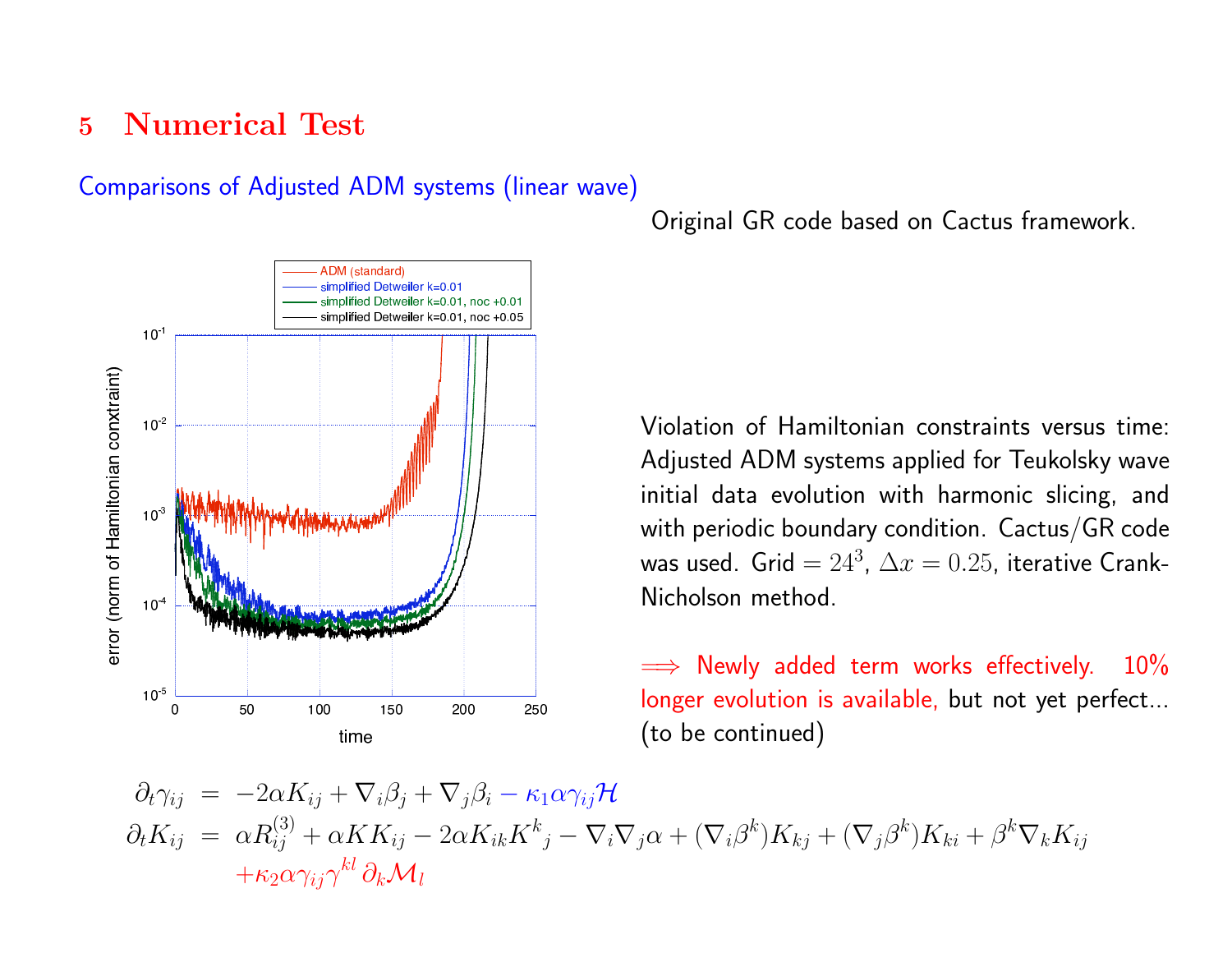## 5 Numerical Test

Comparisons of Adjusted ADM systems (linear wave)

Original GR code based on Cactus framework.

Violation of Hamiltonian constraints versus time: Adjusted ADM systems applied for Teukolsky wave initial data evolution with harmonic slicing, and with periodic boundary condition. Cactus/GR code was used. Grid $= 24^3$, $\Delta x = 0.25$, iterative Crank-Nicholson method.

$\Longrightarrow$ Newly added term works effectively. 10% longer evolution is available, but not yet perfect... (to be continued)

$$
\begin{aligned}
\partial_t \gamma_{ij} &= -2\alpha K_{ij} + \nabla_i \beta_j + \nabla_j \beta_i - \kappa_1 \alpha \gamma_{ij} \mathcal{H} \\
\partial_t K_{ij} &= \alpha R^{(3)}_{ij} + \alpha K K_{ij} - 2\alpha K_{ik} K^k{}_j - \nabla_i \nabla_j \alpha + (\nabla_i \beta^k) K_{kj} + (\nabla_j \beta^k) K_{ki} + \beta^k \nabla_k K_{ij} \\
&\quad + \kappa_2 \alpha \gamma_{ij} \gamma^{kl} \, \partial_k \mathcal{M}_l
\end{aligned}
$$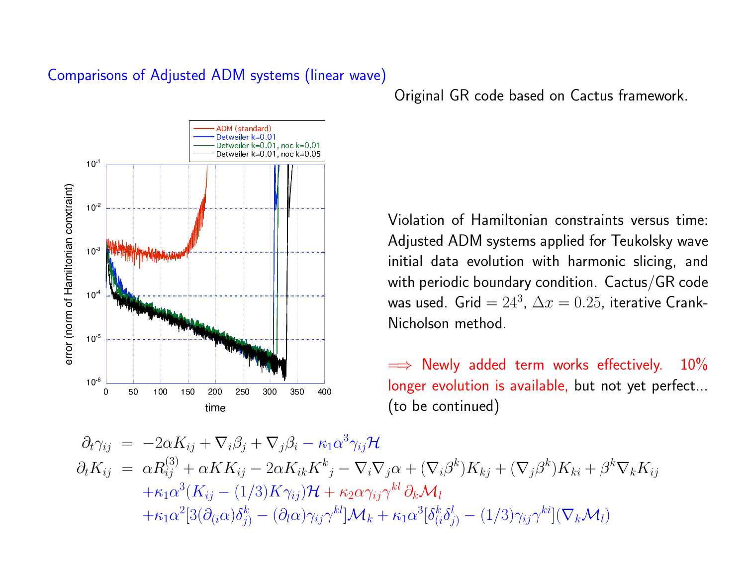## Comparisons of Adjusted ADM systems (linear wave)

Original GR code based on Cactus framework.

ADM (standard)
Detweiler k=0.01
Detweiler k=0.01, noc k=0.01
Detweiler k=0.01, noc k=0.05

error (norm of Hamiltonian contraint)

10^-1
10^-2
10^-3
10^-4
10^-5
10^-6

0 50 100 150 200 250 300 350 400

time

Violation of Hamiltonian constraints versus time: Adjusted ADM systems applied for Teukolsky wave initial data evolution with harmonic slicing, and with periodic boundary condition. Cactus/GR code was used. Grid $= 24^3$, $\Delta x = 0.25$, iterative Crank-Nicholson method.

$\Longrightarrow$ Newly added term works effectively. 10% longer evolution is available, but not yet perfect... (to be continued)

$$
\begin{aligned}
\partial_t \gamma_{ij} &= -2\alpha K_{ij} + \nabla_i \beta_j + \nabla_j \beta_i - \kappa_1 \alpha^3 \gamma_{ij} \mathcal{H} \\
\partial_t K_{ij} &= \alpha R^{(3)}_{ij} + \alpha K K_{ij} - 2\alpha K_{ik} K^k{}_j - \nabla_i \nabla_j \alpha + (\nabla_i \beta^k) K_{kj} + (\nabla_j \beta^k) K_{ki} + \beta^k \nabla_k K_{ij} \\
&\quad + \kappa_1 \alpha^3 (K_{ij} - (1/3) K \gamma_{ij}) \mathcal{H} + \kappa_2 \alpha \gamma_{ij} \gamma^{kl} \, \partial_k \mathcal{M}_l \\
&\quad + \kappa_1 \alpha^2 [3(\partial_{(i} \alpha) \delta^k_{j)} - (\partial_l \alpha) \gamma_{ij} \gamma^{kl}] \mathcal{M}_k + \kappa_1 \alpha^3 [\delta^k_{(i} \delta^l_{j)} - (1/3) \gamma_{ij} \gamma^{ki}] (\nabla_k \mathcal{M}_l)
\end{aligned}
$$